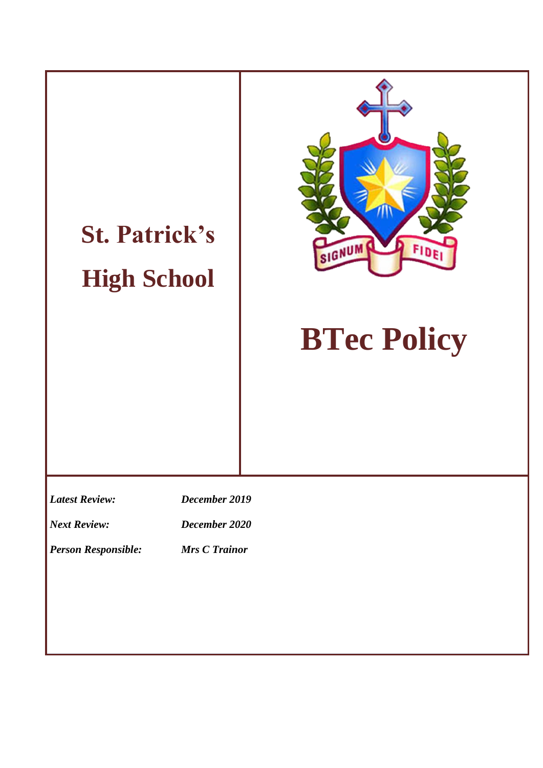# St. Patrick's High School

SIGNUM FIDEI

# BTec Policy

***Latest Review:*** ***December 2019***

***Next Review:*** ***December 2020***

***Person Responsible:*** ***Mrs C Trainor***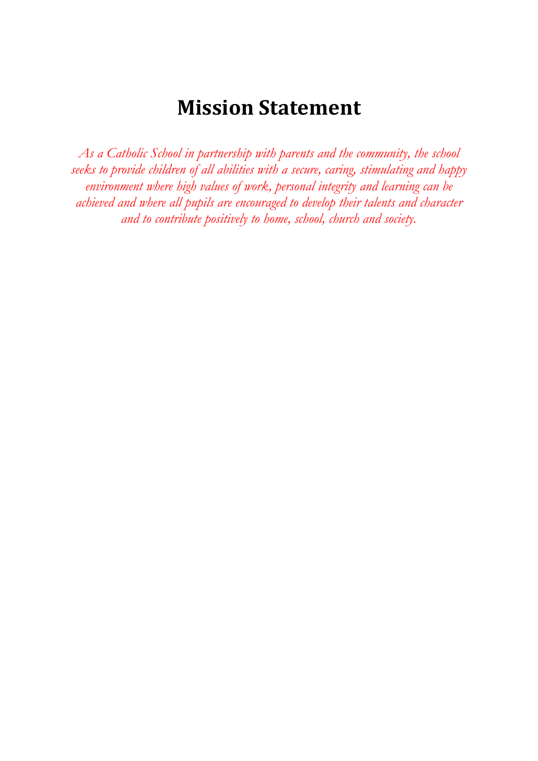# Mission Statement

*As a Catholic School in partnership with parents and the community, the school seeks to provide children of all abilities with a secure, caring, stimulating and happy environment where high values of work, personal integrity and learning can be achieved and where all pupils are encouraged to develop their talents and character and to contribute positively to home, school, church and society.*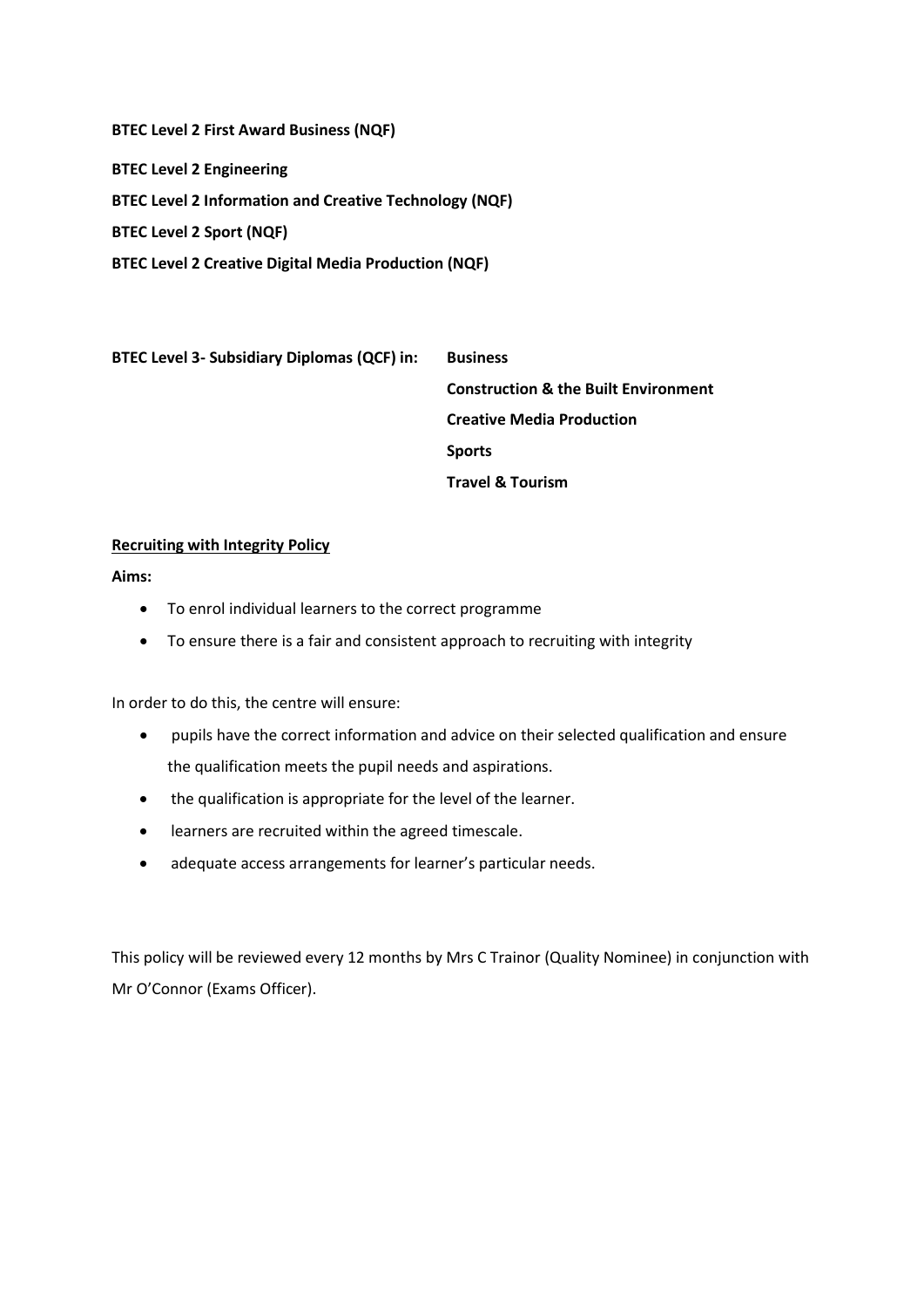**BTEC Level 2 First Award Business (NQF)**

**BTEC Level 2 Engineering**

**BTEC Level 2 Information and Creative Technology (NQF)**

**BTEC Level 2 Sport (NQF)**

**BTEC Level 2 Creative Digital Media Production (NQF)**

**BTEC Level 3- Subsidiary Diplomas (QCF) in:**

- **Business**
- **Construction & the Built Environment**
- **Creative Media Production**
- **Sports**
- **Travel & Tourism**

**<u>Recruiting with Integrity Policy</u>**

**Aims:**

- To enrol individual learners to the correct programme
- To ensure there is a fair and consistent approach to recruiting with integrity

In order to do this, the centre will ensure:

- pupils have the correct information and advice on their selected qualification and ensure the qualification meets the pupil needs and aspirations.
- the qualification is appropriate for the level of the learner.
- learners are recruited within the agreed timescale.
- adequate access arrangements for learner's particular needs.

This policy will be reviewed every 12 months by Mrs C Trainor (Quality Nominee) in conjunction with Mr O'Connor (Exams Officer).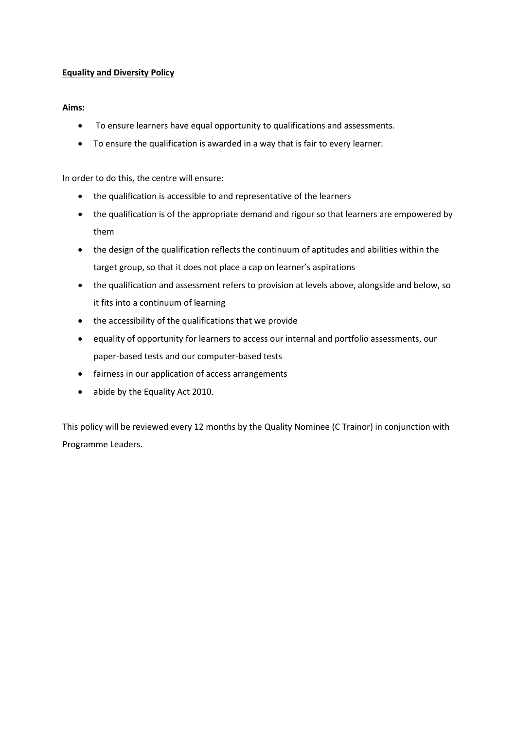**Equality and Diversity Policy**

**Aims:**

- To ensure learners have equal opportunity to qualifications and assessments.
- To ensure the qualification is awarded in a way that is fair to every learner.

In order to do this, the centre will ensure:

- the qualification is accessible to and representative of the learners
- the qualification is of the appropriate demand and rigour so that learners are empowered by them
- the design of the qualification reflects the continuum of aptitudes and abilities within the target group, so that it does not place a cap on learner's aspirations
- the qualification and assessment refers to provision at levels above, alongside and below, so it fits into a continuum of learning
- the accessibility of the qualifications that we provide
- equality of opportunity for learners to access our internal and portfolio assessments, our paper-based tests and our computer-based tests
- fairness in our application of access arrangements
- abide by the Equality Act 2010.

This policy will be reviewed every 12 months by the Quality Nominee (C Trainor) in conjunction with Programme Leaders.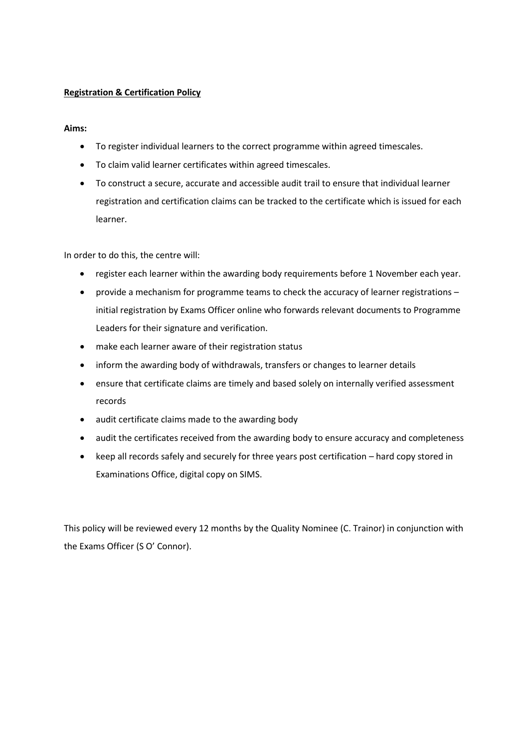**Registration & Certification Policy**

**Aims:**

- To register individual learners to the correct programme within agreed timescales.
- To claim valid learner certificates within agreed timescales.
- To construct a secure, accurate and accessible audit trail to ensure that individual learner registration and certification claims can be tracked to the certificate which is issued for each learner.

In order to do this, the centre will:

- register each learner within the awarding body requirements before 1 November each year.
- provide a mechanism for programme teams to check the accuracy of learner registrations – initial registration by Exams Officer online who forwards relevant documents to Programme Leaders for their signature and verification.
- make each learner aware of their registration status
- inform the awarding body of withdrawals, transfers or changes to learner details
- ensure that certificate claims are timely and based solely on internally verified assessment records
- audit certificate claims made to the awarding body
- audit the certificates received from the awarding body to ensure accuracy and completeness
- keep all records safely and securely for three years post certification – hard copy stored in Examinations Office, digital copy on SIMS.

This policy will be reviewed every 12 months by the Quality Nominee (C. Trainor) in conjunction with the Exams Officer (S O' Connor).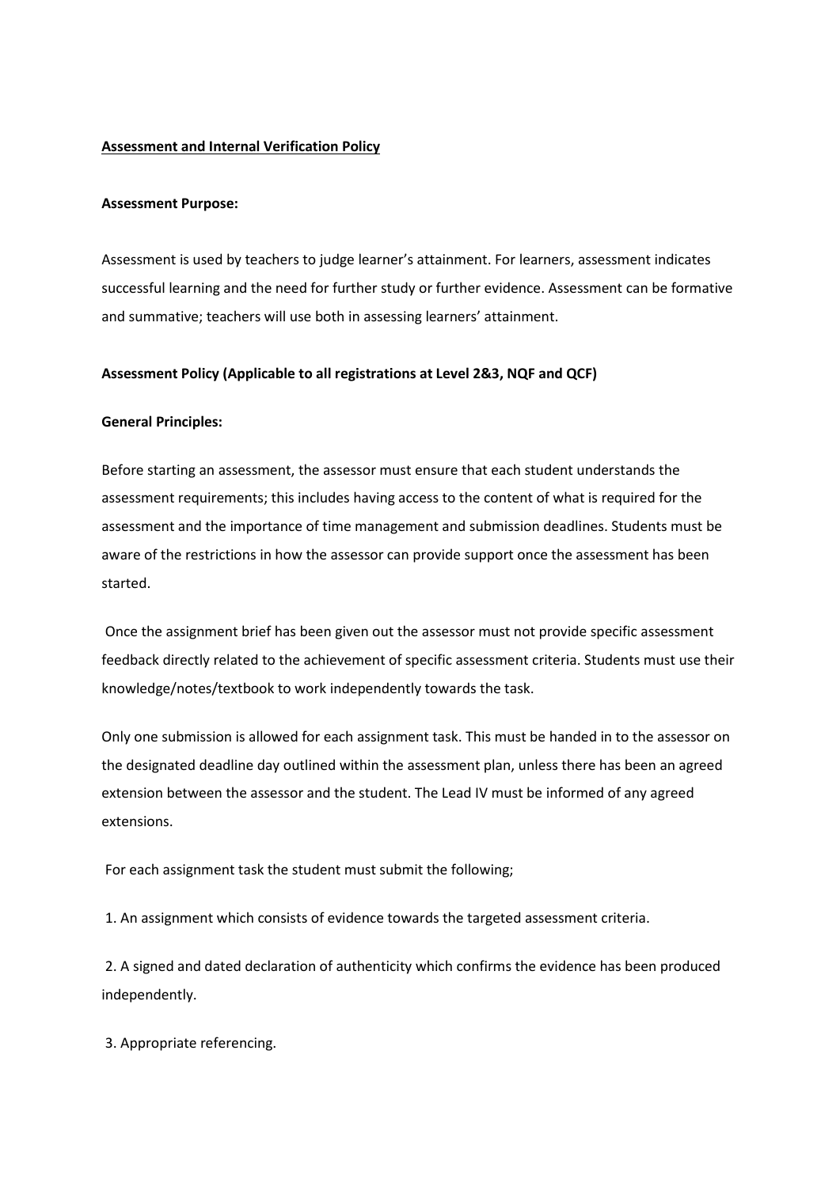**<u>Assessment and Internal Verification Policy</u>**

**Assessment Purpose:**

Assessment is used by teachers to judge learner's attainment. For learners, assessment indicates successful learning and the need for further study or further evidence. Assessment can be formative and summative; teachers will use both in assessing learners' attainment.

**Assessment Policy (Applicable to all registrations at Level 2&3, NQF and QCF)**

**General Principles:**

Before starting an assessment, the assessor must ensure that each student understands the assessment requirements; this includes having access to the content of what is required for the assessment and the importance of time management and submission deadlines. Students must be aware of the restrictions in how the assessor can provide support once the assessment has been started.

Once the assignment brief has been given out the assessor must not provide specific assessment feedback directly related to the achievement of specific assessment criteria. Students must use their knowledge/notes/textbook to work independently towards the task.

Only one submission is allowed for each assignment task. This must be handed in to the assessor on the designated deadline day outlined within the assessment plan, unless there has been an agreed extension between the assessor and the student. The Lead IV must be informed of any agreed extensions.

For each assignment task the student must submit the following;

1. An assignment which consists of evidence towards the targeted assessment criteria.

2. A signed and dated declaration of authenticity which confirms the evidence has been produced independently.

3. Appropriate referencing.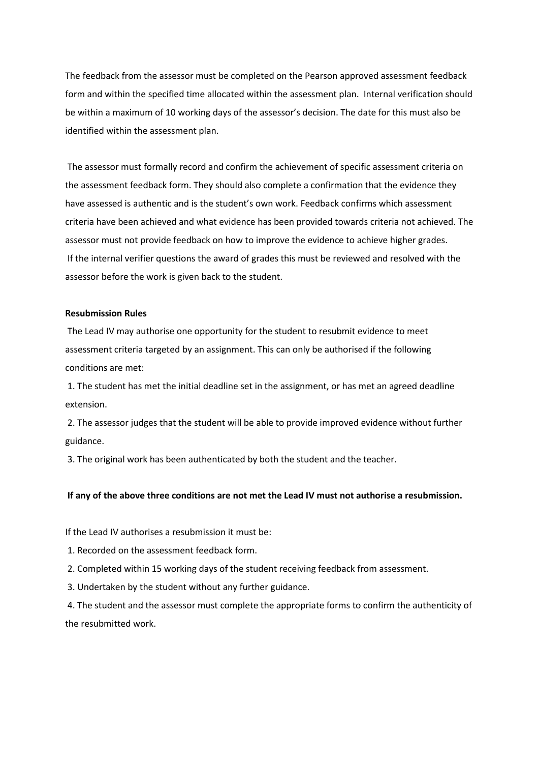The feedback from the assessor must be completed on the Pearson approved assessment feedback form and within the specified time allocated within the assessment plan. Internal verification should be within a maximum of 10 working days of the assessor's decision. The date for this must also be identified within the assessment plan.

The assessor must formally record and confirm the achievement of specific assessment criteria on the assessment feedback form. They should also complete a confirmation that the evidence they have assessed is authentic and is the student's own work. Feedback confirms which assessment criteria have been achieved and what evidence has been provided towards criteria not achieved. The assessor must not provide feedback on how to improve the evidence to achieve higher grades. If the internal verifier questions the award of grades this must be reviewed and resolved with the assessor before the work is given back to the student.

**Resubmission Rules**

The Lead IV may authorise one opportunity for the student to resubmit evidence to meet assessment criteria targeted by an assignment. This can only be authorised if the following conditions are met:

1. The student has met the initial deadline set in the assignment, or has met an agreed deadline extension.
2. The assessor judges that the student will be able to provide improved evidence without further guidance.
3. The original work has been authenticated by both the student and the teacher.

**If any of the above three conditions are not met the Lead IV must not authorise a resubmission.**

If the Lead IV authorises a resubmission it must be:

1. Recorded on the assessment feedback form.
2. Completed within 15 working days of the student receiving feedback from assessment.
3. Undertaken by the student without any further guidance.
4. The student and the assessor must complete the appropriate forms to confirm the authenticity of the resubmitted work.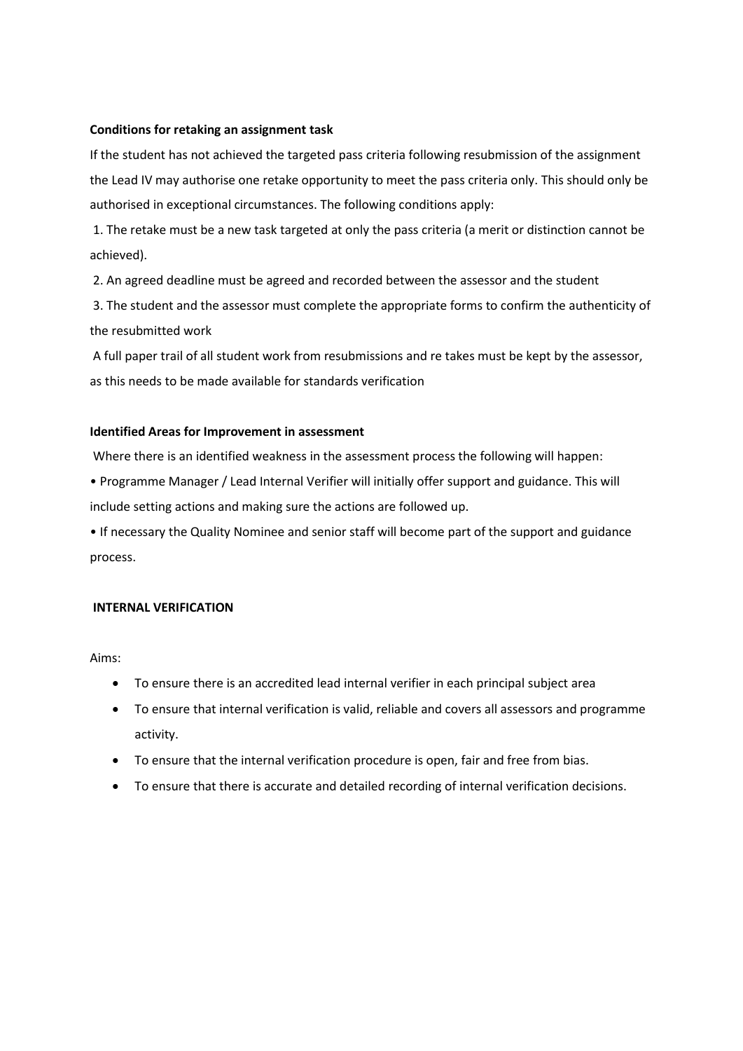**Conditions for retaking an assignment task**

If the student has not achieved the targeted pass criteria following resubmission of the assignment the Lead IV may authorise one retake opportunity to meet the pass criteria only. This should only be authorised in exceptional circumstances. The following conditions apply:

1. The retake must be a new task targeted at only the pass criteria (a merit or distinction cannot be achieved).
2. An agreed deadline must be agreed and recorded between the assessor and the student
3. The student and the assessor must complete the appropriate forms to confirm the authenticity of the resubmitted work

A full paper trail of all student work from resubmissions and re takes must be kept by the assessor, as this needs to be made available for standards verification

**Identified Areas for Improvement in assessment**

Where there is an identified weakness in the assessment process the following will happen:

- Programme Manager / Lead Internal Verifier will initially offer support and guidance. This will include setting actions and making sure the actions are followed up.
- If necessary the Quality Nominee and senior staff will become part of the support and guidance process.

**INTERNAL VERIFICATION**

Aims:

- To ensure there is an accredited lead internal verifier in each principal subject area
- To ensure that internal verification is valid, reliable and covers all assessors and programme activity.
- To ensure that the internal verification procedure is open, fair and free from bias.
- To ensure that there is accurate and detailed recording of internal verification decisions.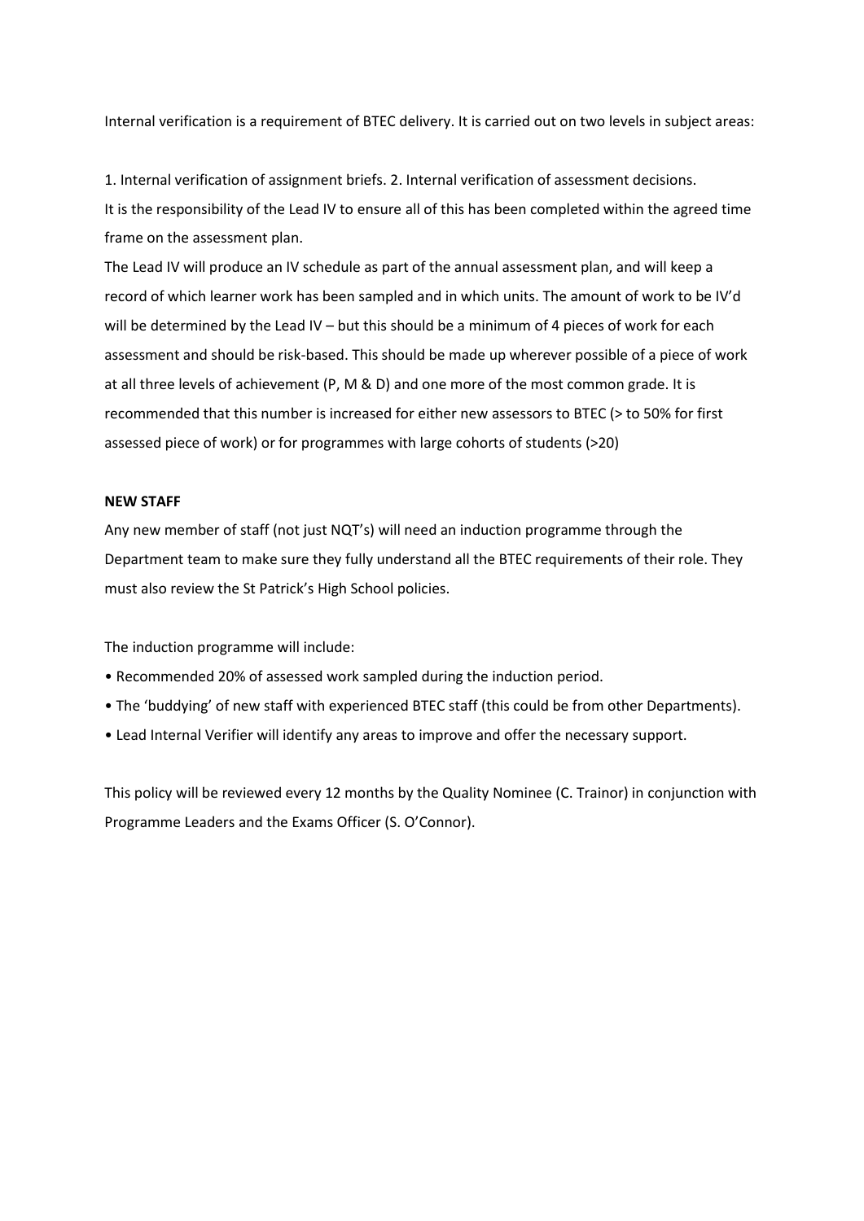Internal verification is a requirement of BTEC delivery. It is carried out on two levels in subject areas:

1. Internal verification of assignment briefs. 2. Internal verification of assessment decisions.
It is the responsibility of the Lead IV to ensure all of this has been completed within the agreed time frame on the assessment plan.
The Lead IV will produce an IV schedule as part of the annual assessment plan, and will keep a record of which learner work has been sampled and in which units. The amount of work to be IV'd will be determined by the Lead IV – but this should be a minimum of 4 pieces of work for each assessment and should be risk-based. This should be made up wherever possible of a piece of work at all three levels of achievement (P, M & D) and one more of the most common grade. It is recommended that this number is increased for either new assessors to BTEC (> to 50% for first assessed piece of work) or for programmes with large cohorts of students (>20)

**NEW STAFF**

Any new member of staff (not just NQT's) will need an induction programme through the Department team to make sure they fully understand all the BTEC requirements of their role. They must also review the St Patrick's High School policies.

The induction programme will include:

- Recommended 20% of assessed work sampled during the induction period.
- The 'buddying' of new staff with experienced BTEC staff (this could be from other Departments).
- Lead Internal Verifier will identify any areas to improve and offer the necessary support.

This policy will be reviewed every 12 months by the Quality Nominee (C. Trainor) in conjunction with Programme Leaders and the Exams Officer (S. O'Connor).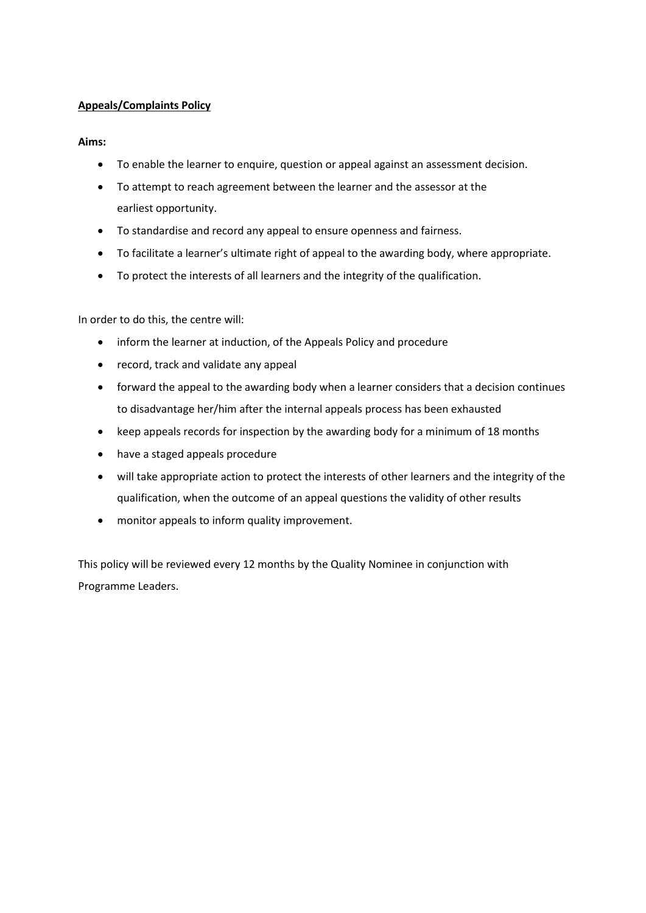## **Appeals/Complaints Policy**

**Aims:**

- To enable the learner to enquire, question or appeal against an assessment decision.
- To attempt to reach agreement between the learner and the assessor at the earliest opportunity.
- To standardise and record any appeal to ensure openness and fairness.
- To facilitate a learner's ultimate right of appeal to the awarding body, where appropriate.
- To protect the interests of all learners and the integrity of the qualification.

In order to do this, the centre will:

- inform the learner at induction, of the Appeals Policy and procedure
- record, track and validate any appeal
- forward the appeal to the awarding body when a learner considers that a decision continues to disadvantage her/him after the internal appeals process has been exhausted
- keep appeals records for inspection by the awarding body for a minimum of 18 months
- have a staged appeals procedure
- will take appropriate action to protect the interests of other learners and the integrity of the qualification, when the outcome of an appeal questions the validity of other results
- monitor appeals to inform quality improvement.

This policy will be reviewed every 12 months by the Quality Nominee in conjunction with Programme Leaders.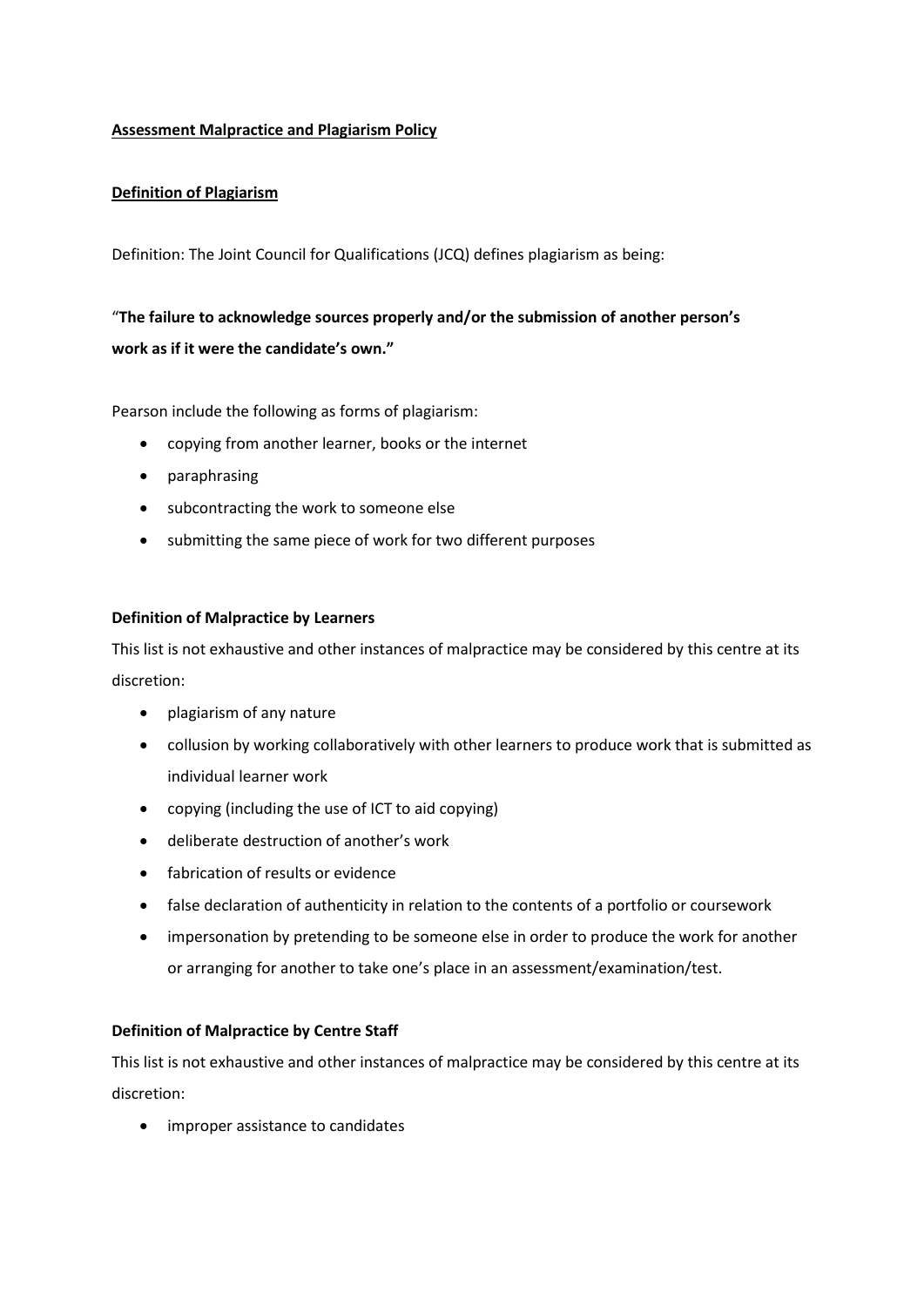## Assessment Malpractice and Plagiarism Policy

### Definition of Plagiarism

Definition: The Joint Council for Qualifications (JCQ) defines plagiarism as being:

"**The failure to acknowledge sources properly and/or the submission of another person's work as if it were the candidate's own."**

Pearson include the following as forms of plagiarism:

- copying from another learner, books or the internet
- paraphrasing
- subcontracting the work to someone else
- submitting the same piece of work for two different purposes

### Definition of Malpractice by Learners

This list is not exhaustive and other instances of malpractice may be considered by this centre at its discretion:

- plagiarism of any nature
- collusion by working collaboratively with other learners to produce work that is submitted as individual learner work
- copying (including the use of ICT to aid copying)
- deliberate destruction of another's work
- fabrication of results or evidence
- false declaration of authenticity in relation to the contents of a portfolio or coursework
- impersonation by pretending to be someone else in order to produce the work for another or arranging for another to take one's place in an assessment/examination/test.

### Definition of Malpractice by Centre Staff

This list is not exhaustive and other instances of malpractice may be considered by this centre at its discretion:

- improper assistance to candidates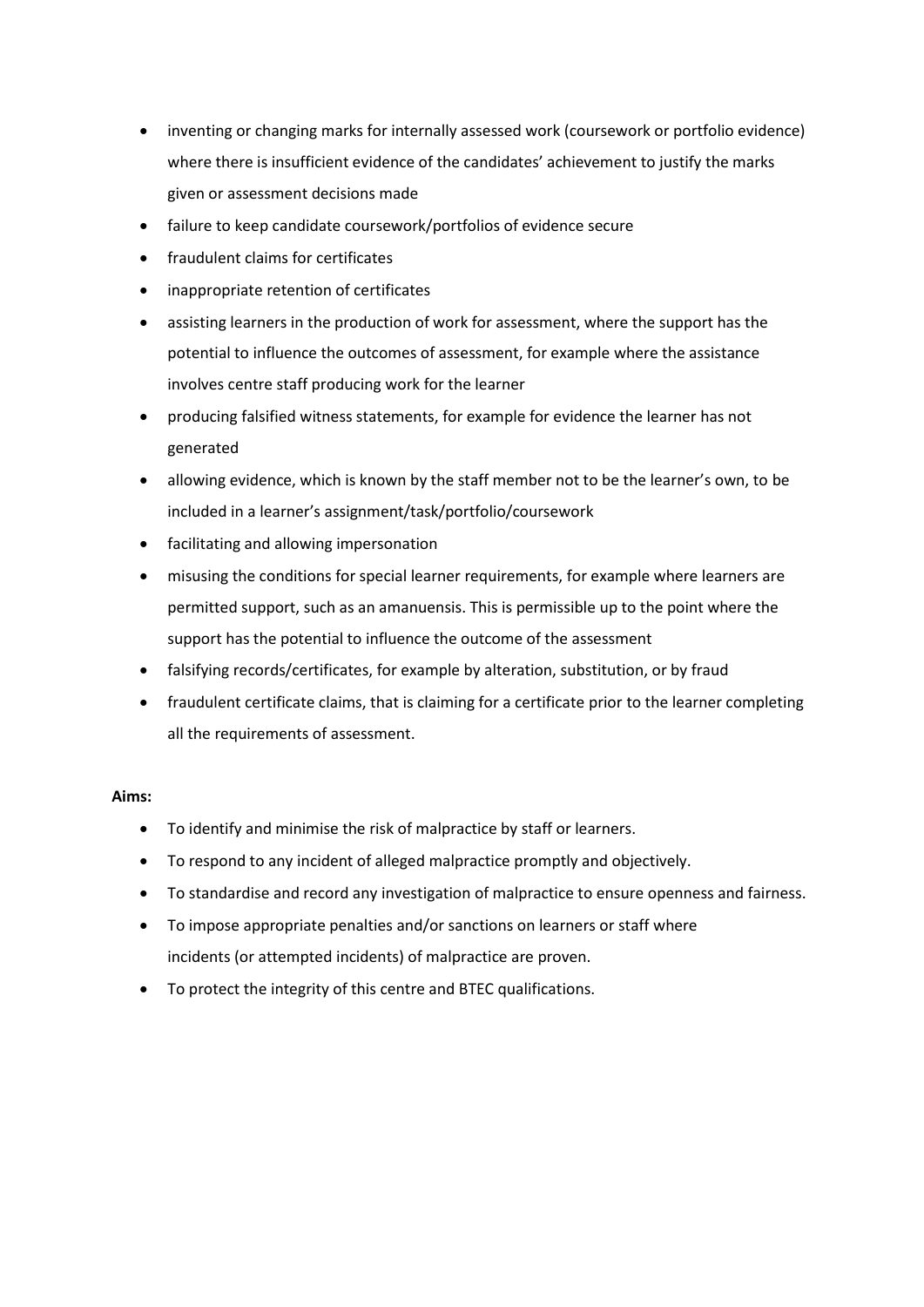- inventing or changing marks for internally assessed work (coursework or portfolio evidence) where there is insufficient evidence of the candidates' achievement to justify the marks given or assessment decisions made
- failure to keep candidate coursework/portfolios of evidence secure
- fraudulent claims for certificates
- inappropriate retention of certificates
- assisting learners in the production of work for assessment, where the support has the potential to influence the outcomes of assessment, for example where the assistance involves centre staff producing work for the learner
- producing falsified witness statements, for example for evidence the learner has not generated
- allowing evidence, which is known by the staff member not to be the learner's own, to be included in a learner's assignment/task/portfolio/coursework
- facilitating and allowing impersonation
- misusing the conditions for special learner requirements, for example where learners are permitted support, such as an amanuensis. This is permissible up to the point where the support has the potential to influence the outcome of the assessment
- falsifying records/certificates, for example by alteration, substitution, or by fraud
- fraudulent certificate claims, that is claiming for a certificate prior to the learner completing all the requirements of assessment.

**Aims:**

- To identify and minimise the risk of malpractice by staff or learners.
- To respond to any incident of alleged malpractice promptly and objectively.
- To standardise and record any investigation of malpractice to ensure openness and fairness.
- To impose appropriate penalties and/or sanctions on learners or staff where incidents (or attempted incidents) of malpractice are proven.
- To protect the integrity of this centre and BTEC qualifications.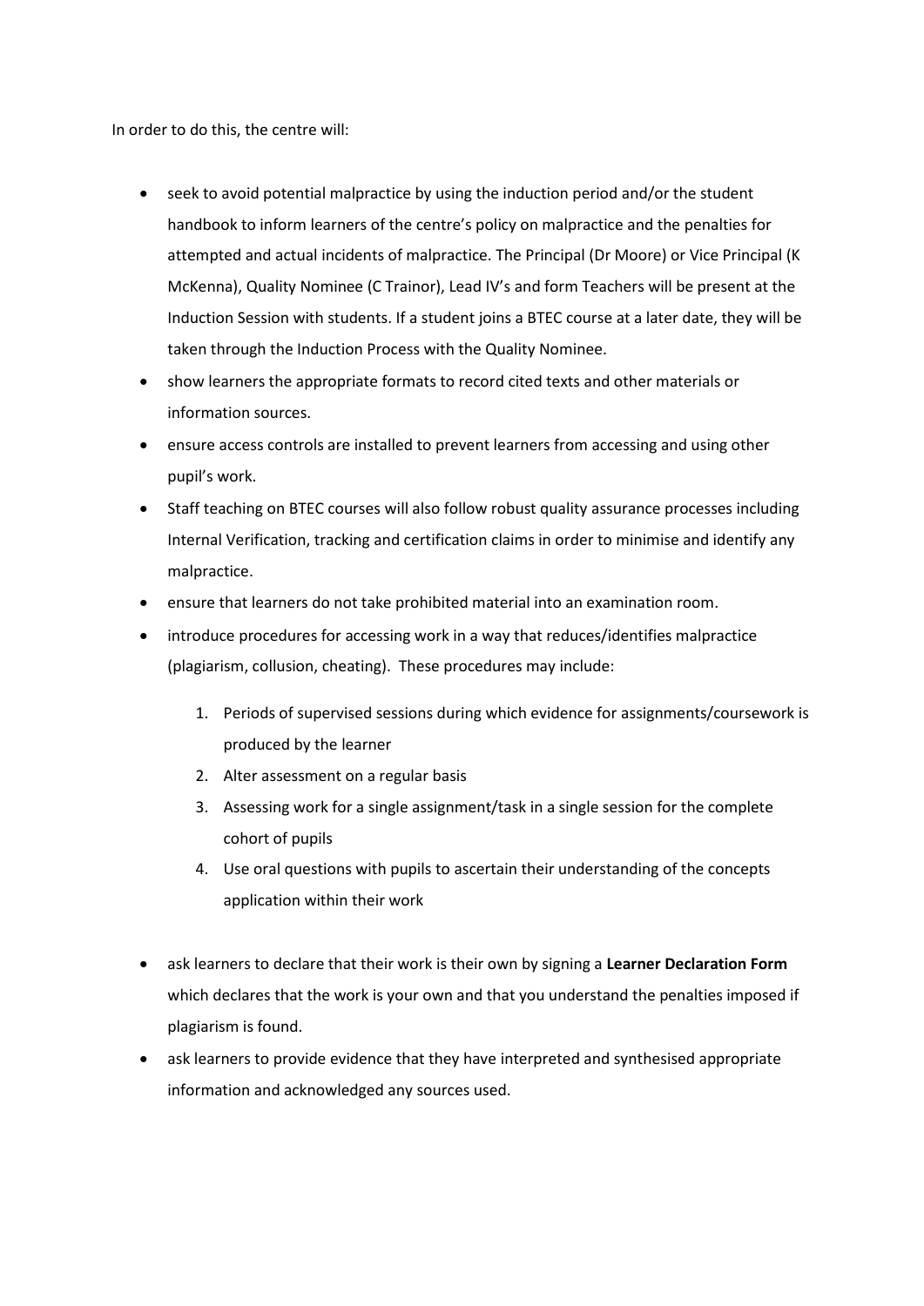In order to do this, the centre will:

- seek to avoid potential malpractice by using the induction period and/or the student handbook to inform learners of the centre's policy on malpractice and the penalties for attempted and actual incidents of malpractice. The Principal (Dr Moore) or Vice Principal (K McKenna), Quality Nominee (C Trainor), Lead IV's and form Teachers will be present at the Induction Session with students. If a student joins a BTEC course at a later date, they will be taken through the Induction Process with the Quality Nominee.
- show learners the appropriate formats to record cited texts and other materials or information sources.
- ensure access controls are installed to prevent learners from accessing and using other pupil's work.
- Staff teaching on BTEC courses will also follow robust quality assurance processes including Internal Verification, tracking and certification claims in order to minimise and identify any malpractice.
- ensure that learners do not take prohibited material into an examination room.
- introduce procedures for accessing work in a way that reduces/identifies malpractice (plagiarism, collusion, cheating). These procedures may include:

    1. Periods of supervised sessions during which evidence for assignments/coursework is produced by the learner
    2. Alter assessment on a regular basis
    3. Assessing work for a single assignment/task in a single session for the complete cohort of pupils
    4. Use oral questions with pupils to ascertain their understanding of the concepts application within their work

- ask learners to declare that their work is their own by signing a **Learner Declaration Form** which declares that the work is your own and that you understand the penalties imposed if plagiarism is found.
- ask learners to provide evidence that they have interpreted and synthesised appropriate information and acknowledged any sources used.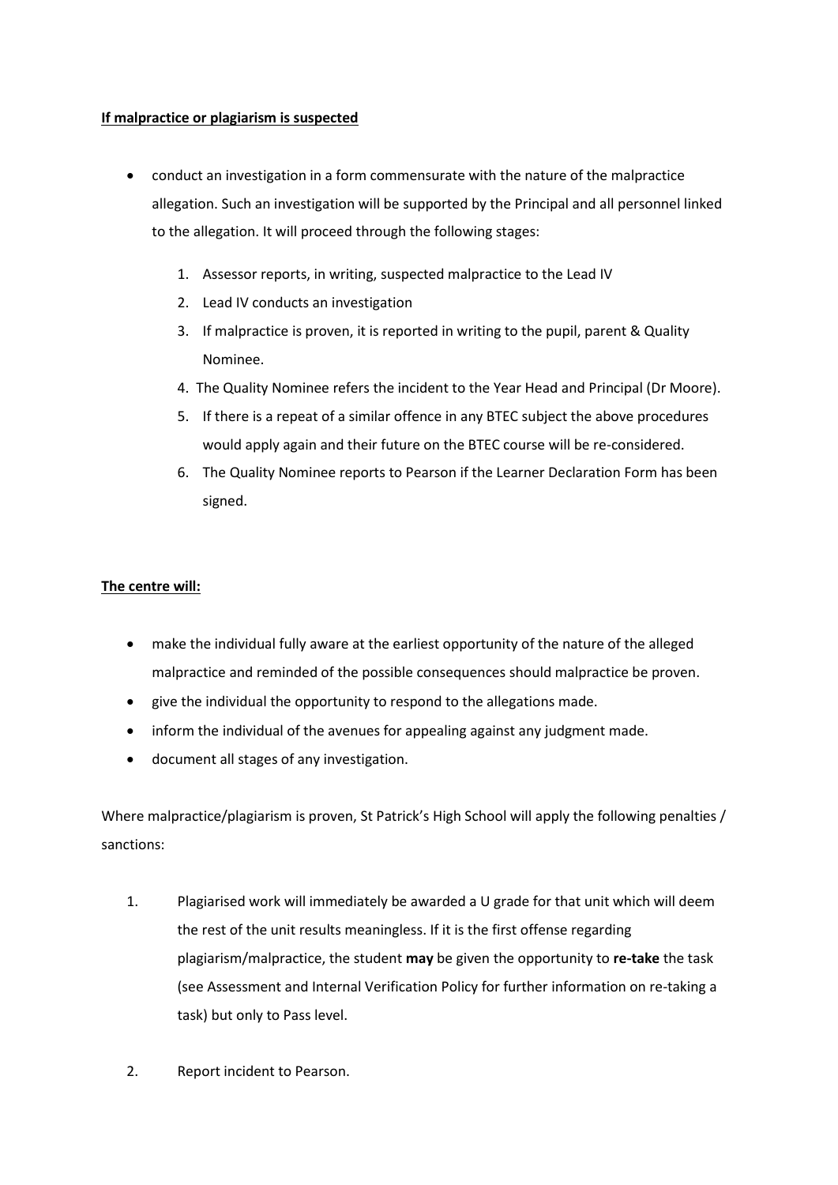**If malpractice or plagiarism is suspected**

- conduct an investigation in a form commensurate with the nature of the malpractice allegation. Such an investigation will be supported by the Principal and all personnel linked to the allegation. It will proceed through the following stages:
    1. Assessor reports, in writing, suspected malpractice to the Lead IV
    2. Lead IV conducts an investigation
    3. If malpractice is proven, it is reported in writing to the pupil, parent & Quality Nominee.
    4. The Quality Nominee refers the incident to the Year Head and Principal (Dr Moore).
    5. If there is a repeat of a similar offence in any BTEC subject the above procedures would apply again and their future on the BTEC course will be re-considered.
    6. The Quality Nominee reports to Pearson if the Learner Declaration Form has been signed.

**The centre will:**

- make the individual fully aware at the earliest opportunity of the nature of the alleged malpractice and reminded of the possible consequences should malpractice be proven.
- give the individual the opportunity to respond to the allegations made.
- inform the individual of the avenues for appealing against any judgment made.
- document all stages of any investigation.

Where malpractice/plagiarism is proven, St Patrick's High School will apply the following penalties / sanctions:

1. Plagiarised work will immediately be awarded a U grade for that unit which will deem the rest of the unit results meaningless. If it is the first offense regarding plagiarism/malpractice, the student **may** be given the opportunity to **re-take** the task (see Assessment and Internal Verification Policy for further information on re-taking a task) but only to Pass level.

2. Report incident to Pearson.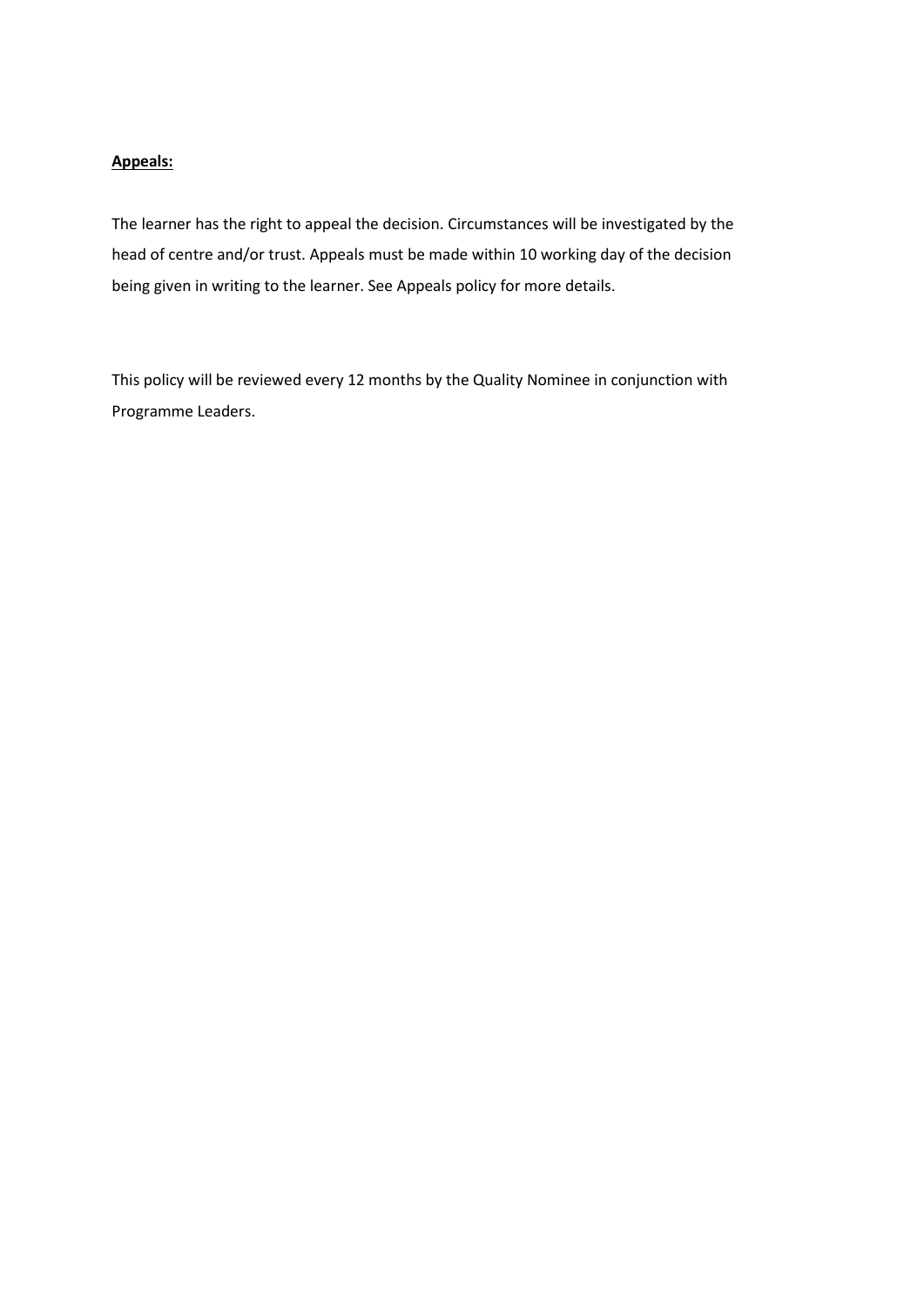**Appeals:**

The learner has the right to appeal the decision. Circumstances will be investigated by the head of centre and/or trust. Appeals must be made within 10 working day of the decision being given in writing to the learner. See Appeals policy for more details.

This policy will be reviewed every 12 months by the Quality Nominee in conjunction with Programme Leaders.